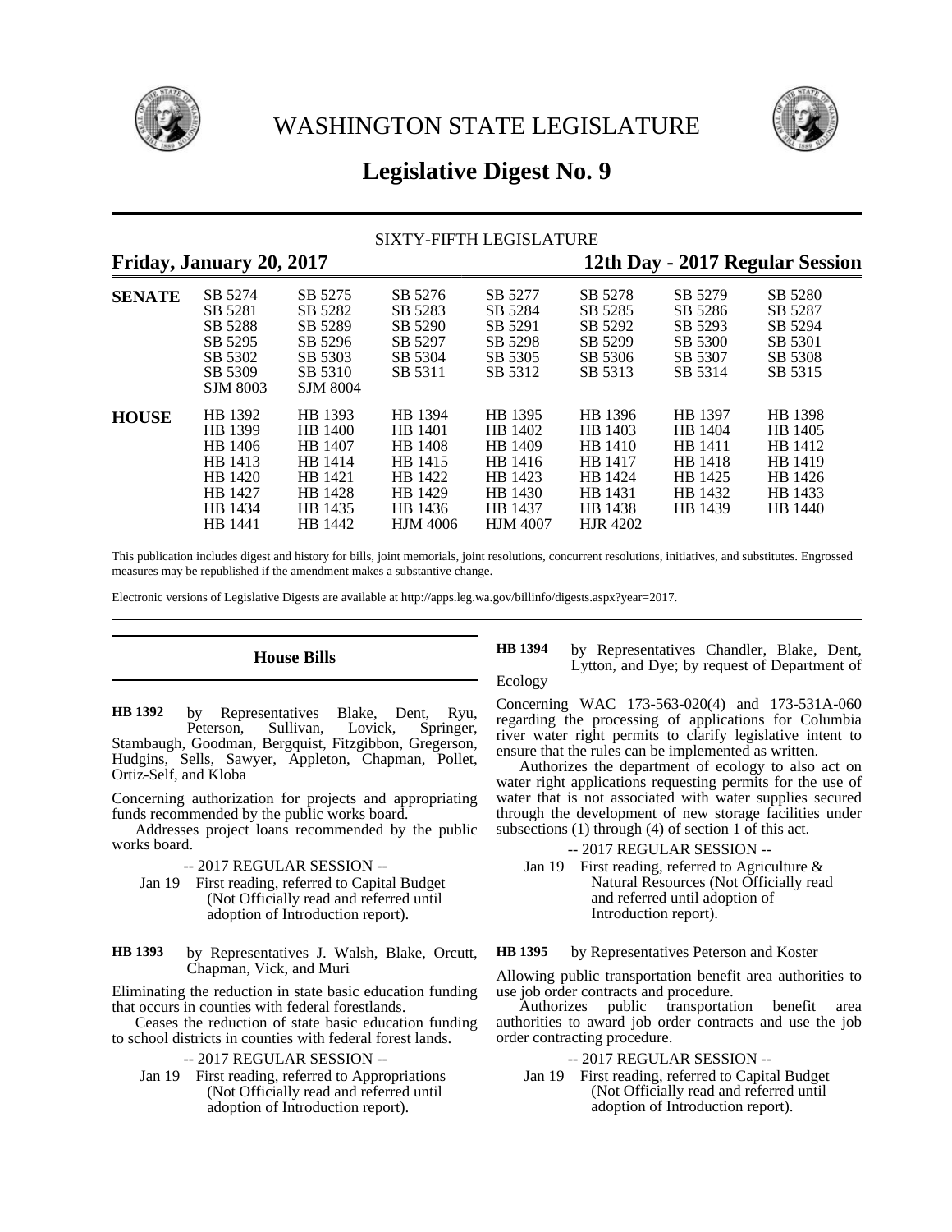# WASHINGTON STATE LEGISLATURE

## Legislative Digest No. 9

SIXTY-FIFTH LEGISLATURE

**Friday, January 20, 2017** **12th Day - 2017 Regular Session**

| | | | | | | | |
|---|---|---|---|---|---|---|---|
| **SENATE** | SB 5274 | SB 5275 | SB 5276 | SB 5277 | SB 5278 | SB 5279 | SB 5280 |
| | SB 5281 | SB 5282 | SB 5283 | SB 5284 | SB 5285 | SB 5286 | SB 5287 |
| | SB 5288 | SB 5289 | SB 5290 | SB 5291 | SB 5292 | SB 5293 | SB 5294 |
| | SB 5295 | SB 5296 | SB 5297 | SB 5298 | SB 5299 | SB 5300 | SB 5301 |
| | SB 5302 | SB 5303 | SB 5304 | SB 5305 | SB 5306 | SB 5307 | SB 5308 |
| | SB 5309 | SB 5310 | SB 5311 | SB 5312 | SB 5313 | SB 5314 | SB 5315 |
| | SJM 8003 | SJM 8004 | | | | | |
| **HOUSE** | HB 1392 | HB 1393 | HB 1394 | HB 1395 | HB 1396 | HB 1397 | HB 1398 |
| | HB 1399 | HB 1400 | HB 1401 | HB 1402 | HB 1403 | HB 1404 | HB 1405 |
| | HB 1406 | HB 1407 | HB 1408 | HB 1409 | HB 1410 | HB 1411 | HB 1412 |
| | HB 1413 | HB 1414 | HB 1415 | HB 1416 | HB 1417 | HB 1418 | HB 1419 |
| | HB 1420 | HB 1421 | HB 1422 | HB 1423 | HB 1424 | HB 1425 | HB 1426 |
| | HB 1427 | HB 1428 | HB 1429 | HB 1430 | HB 1431 | HB 1432 | HB 1433 |
| | HB 1434 | HB 1435 | HB 1436 | HB 1437 | HB 1438 | HB 1439 | HB 1440 |
| | HB 1441 | HB 1442 | HJM 4006 | HJM 4007 | HJR 4202 | | |

This publication includes digest and history for bills, joint memorials, joint resolutions, concurrent resolutions, initiatives, and substitutes. Engrossed measures may be republished if the amendment makes a substantive change.

Electronic versions of Legislative Digests are available at http://apps.leg.wa.gov/billinfo/digests.aspx?year=2017.

### House Bills

**HB 1392** by Representatives Blake, Dent, Ryu, Peterson, Sullivan, Lovick, Springer, Stambaugh, Goodman, Bergquist, Fitzgibbon, Gregerson, Hudgins, Sells, Sawyer, Appleton, Chapman, Pollet, Ortiz-Self, and Kloba

Concerning authorization for projects and appropriating funds recommended by the public works board.

Addresses project loans recommended by the public works board.

-- 2017 REGULAR SESSION --

Jan 19 First reading, referred to Capital Budget (Not Officially read and referred until adoption of Introduction report).

**HB 1393** by Representatives J. Walsh, Blake, Orcutt, Chapman, Vick, and Muri

Eliminating the reduction in state basic education funding that occurs in counties with federal forestlands.

Ceases the reduction of state basic education funding to school districts in counties with federal forest lands.

-- 2017 REGULAR SESSION --

Jan 19 First reading, referred to Appropriations (Not Officially read and referred until adoption of Introduction report).

**HB 1394** by Representatives Chandler, Blake, Dent, Lytton, and Dye; by request of Department of Ecology

Concerning WAC 173-563-020(4) and 173-531A-060 regarding the processing of applications for Columbia river water right permits to clarify legislative intent to ensure that the rules can be implemented as written.

Authorizes the department of ecology to also act on water right applications requesting permits for the use of water that is not associated with water supplies secured through the development of new storage facilities under subsections (1) through (4) of section 1 of this act.

-- 2017 REGULAR SESSION --

Jan 19 First reading, referred to Agriculture & Natural Resources (Not Officially read and referred until adoption of Introduction report).

**HB 1395** by Representatives Peterson and Koster

Allowing public transportation benefit area authorities to use job order contracts and procedure.

Authorizes public transportation benefit area authorities to award job order contracts and use the job order contracting procedure.

-- 2017 REGULAR SESSION --

Jan 19 First reading, referred to Capital Budget (Not Officially read and referred until adoption of Introduction report).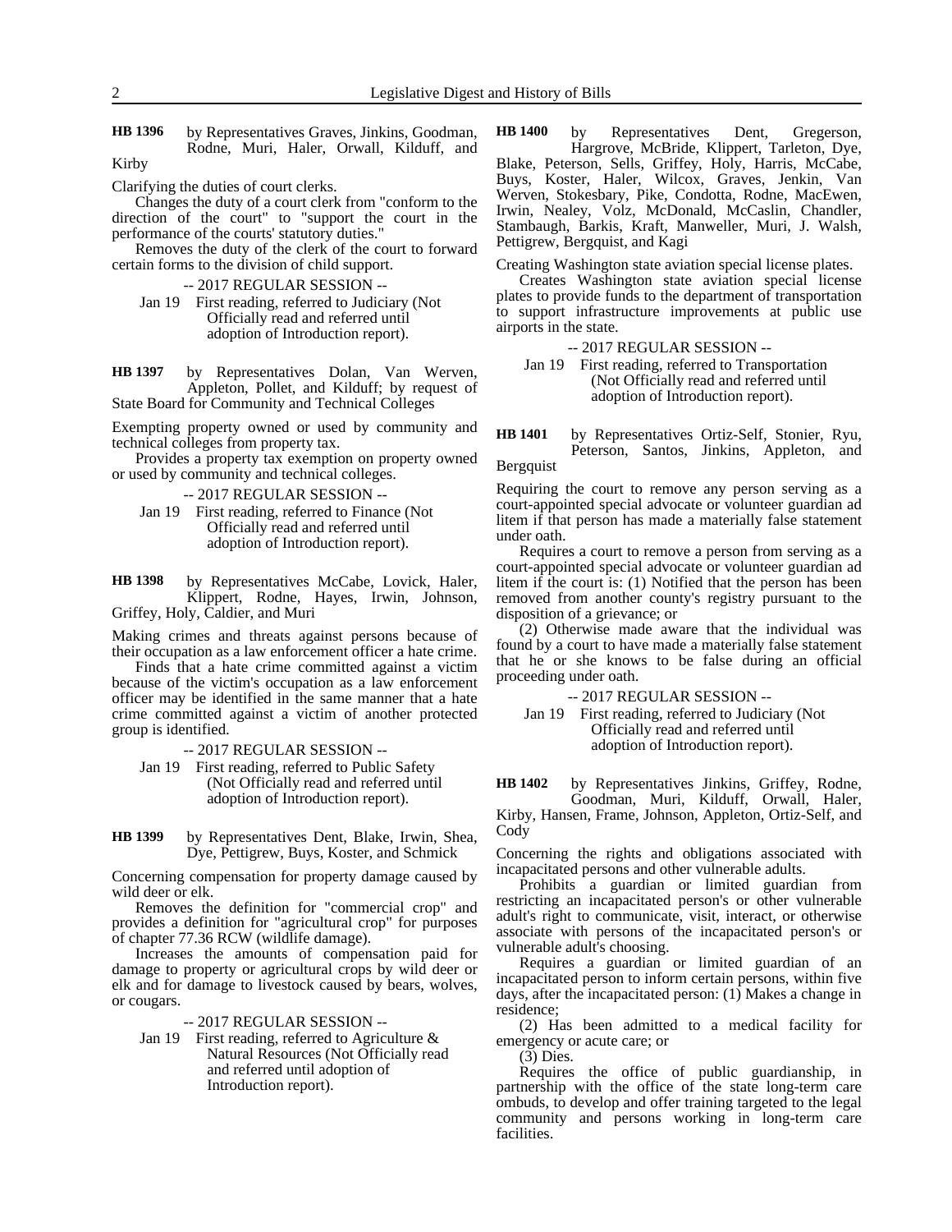**HB 1396** by Representatives Graves, Jinkins, Goodman, Rodne, Muri, Haler, Orwall, Kilduff, and Kirby

Clarifying the duties of court clerks.

Changes the duty of a court clerk from "conform to the direction of the court" to "support the court in the performance of the courts' statutory duties."

Removes the duty of the clerk of the court to forward certain forms to the division of child support.

-- 2017 REGULAR SESSION --

Jan 19 First reading, referred to Judiciary (Not Officially read and referred until adoption of Introduction report).

**HB 1397** by Representatives Dolan, Van Werven, Appleton, Pollet, and Kilduff; by request of State Board for Community and Technical Colleges

Exempting property owned or used by community and technical colleges from property tax.

Provides a property tax exemption on property owned or used by community and technical colleges.

-- 2017 REGULAR SESSION --

Jan 19 First reading, referred to Finance (Not Officially read and referred until adoption of Introduction report).

**HB 1398** by Representatives McCabe, Lovick, Haler, Klippert, Rodne, Hayes, Irwin, Johnson, Griffey, Holy, Caldier, and Muri

Making crimes and threats against persons because of their occupation as a law enforcement officer a hate crime.

Finds that a hate crime committed against a victim because of the victim's occupation as a law enforcement officer may be identified in the same manner that a hate crime committed against a victim of another protected group is identified.

-- 2017 REGULAR SESSION --

Jan 19 First reading, referred to Public Safety (Not Officially read and referred until adoption of Introduction report).

**HB 1399** by Representatives Dent, Blake, Irwin, Shea, Dye, Pettigrew, Buys, Koster, and Schmick

Concerning compensation for property damage caused by wild deer or elk.

Removes the definition for "commercial crop" and provides a definition for "agricultural crop" for purposes of chapter 77.36 RCW (wildlife damage).

Increases the amounts of compensation paid for damage to property or agricultural crops by wild deer or elk and for damage to livestock caused by bears, wolves, or cougars.

-- 2017 REGULAR SESSION --

Jan 19 First reading, referred to Agriculture & Natural Resources (Not Officially read and referred until adoption of Introduction report).

**HB 1400** by Representatives Dent, Gregerson, Hargrove, McBride, Klippert, Tarleton, Dye, Blake, Peterson, Sells, Griffey, Holy, Harris, McCabe, Buys, Koster, Haler, Wilcox, Graves, Jenkin, Van Werven, Stokesbary, Pike, Condotta, Rodne, MacEwen, Irwin, Nealey, Volz, McDonald, McCaslin, Chandler, Stambaugh, Barkis, Kraft, Manweller, Muri, J. Walsh, Pettigrew, Bergquist, and Kagi

Creating Washington state aviation special license plates.

Creates Washington state aviation special license plates to provide funds to the department of transportation to support infrastructure improvements at public use airports in the state.

-- 2017 REGULAR SESSION --

Jan 19 First reading, referred to Transportation (Not Officially read and referred until adoption of Introduction report).

**HB 1401** by Representatives Ortiz-Self, Stonier, Ryu, Peterson, Santos, Jinkins, Appleton, and Bergquist

Requiring the court to remove any person serving as a court-appointed special advocate or volunteer guardian ad litem if that person has made a materially false statement under oath.

Requires a court to remove a person from serving as a court-appointed special advocate or volunteer guardian ad litem if the court is: (1) Notified that the person has been removed from another county's registry pursuant to the disposition of a grievance; or

(2) Otherwise made aware that the individual was found by a court to have made a materially false statement that he or she knows to be false during an official proceeding under oath.

-- 2017 REGULAR SESSION --

Jan 19 First reading, referred to Judiciary (Not Officially read and referred until adoption of Introduction report).

**HB 1402** by Representatives Jinkins, Griffey, Rodne, Goodman, Muri, Kilduff, Orwall, Haler, Kirby, Hansen, Frame, Johnson, Appleton, Ortiz-Self, and Cody

Concerning the rights and obligations associated with incapacitated persons and other vulnerable adults.

Prohibits a guardian or limited guardian from restricting an incapacitated person's or other vulnerable adult's right to communicate, visit, interact, or otherwise associate with persons of the incapacitated person's or vulnerable adult's choosing.

Requires a guardian or limited guardian of an incapacitated person to inform certain persons, within five days, after the incapacitated person: (1) Makes a change in residence;

(2) Has been admitted to a medical facility for emergency or acute care; or

(3) Dies.

Requires the office of public guardianship, in partnership with the office of the state long-term care ombuds, to develop and offer training targeted to the legal community and persons working in long-term care facilities.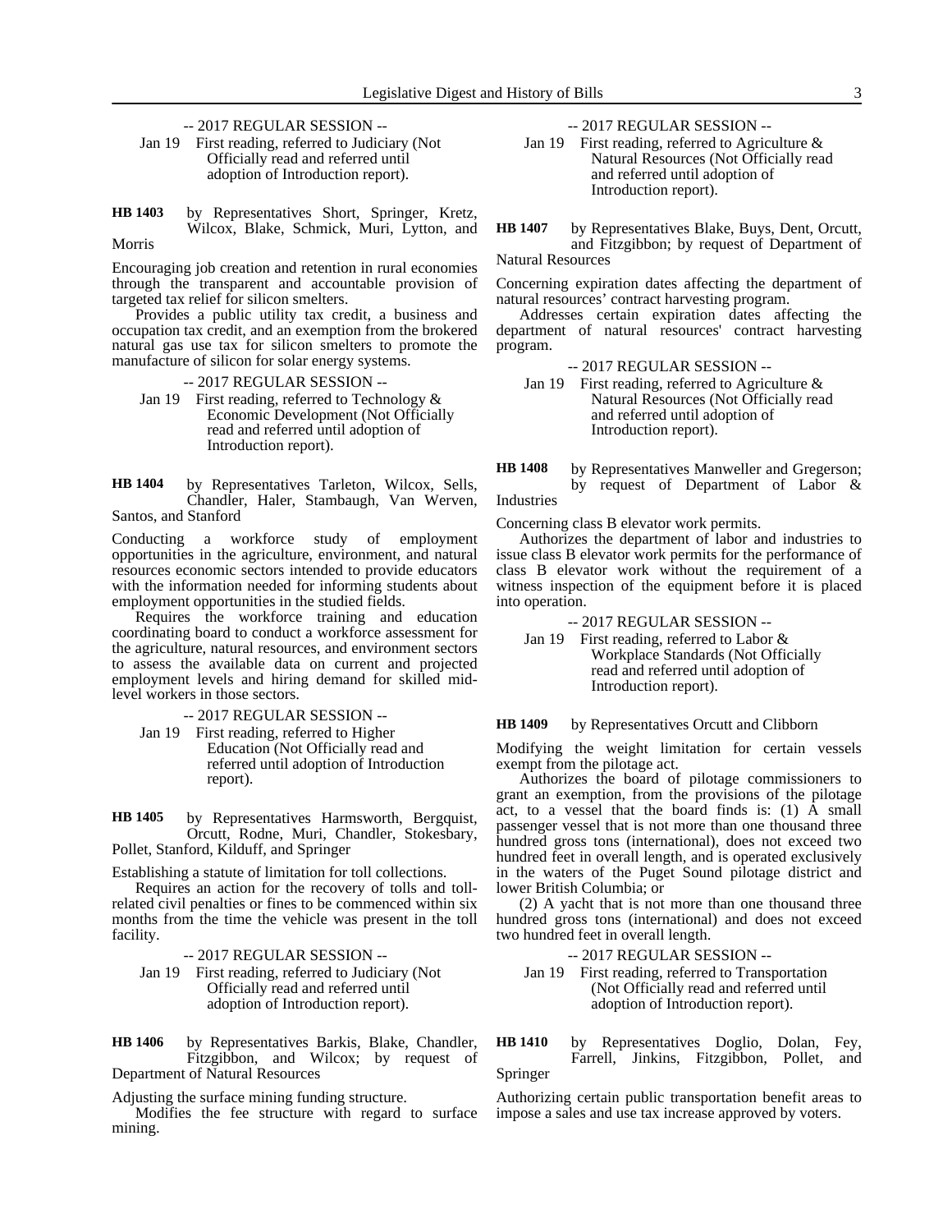-- 2017 REGULAR SESSION --

Jan 19 First reading, referred to Judiciary (Not Officially read and referred until adoption of Introduction report).

**HB 1403** by Representatives Short, Springer, Kretz, Wilcox, Blake, Schmick, Muri, Lytton, and Morris

Encouraging job creation and retention in rural economies through the transparent and accountable provision of targeted tax relief for silicon smelters.

Provides a public utility tax credit, a business and occupation tax credit, and an exemption from the brokered natural gas use tax for silicon smelters to promote the manufacture of silicon for solar energy systems.

-- 2017 REGULAR SESSION --

Jan 19 First reading, referred to Technology & Economic Development (Not Officially read and referred until adoption of Introduction report).

**HB 1404** by Representatives Tarleton, Wilcox, Sells, Chandler, Haler, Stambaugh, Van Werven, Santos, and Stanford

Conducting a workforce study of employment opportunities in the agriculture, environment, and natural resources economic sectors intended to provide educators with the information needed for informing students about employment opportunities in the studied fields.

Requires the workforce training and education coordinating board to conduct a workforce assessment for the agriculture, natural resources, and environment sectors to assess the available data on current and projected employment levels and hiring demand for skilled mid-level workers in those sectors.

-- 2017 REGULAR SESSION --

Jan 19 First reading, referred to Higher Education (Not Officially read and referred until adoption of Introduction report).

**HB 1405** by Representatives Harmsworth, Bergquist, Orcutt, Rodne, Muri, Chandler, Stokesbary, Pollet, Stanford, Kilduff, and Springer

Establishing a statute of limitation for toll collections.

Requires an action for the recovery of tolls and toll-related civil penalties or fines to be commenced within six months from the time the vehicle was present in the toll facility.

-- 2017 REGULAR SESSION --

Jan 19 First reading, referred to Judiciary (Not Officially read and referred until adoption of Introduction report).

**HB 1406** by Representatives Barkis, Blake, Chandler, Fitzgibbon, and Wilcox; by request of Department of Natural Resources

Adjusting the surface mining funding structure.

Modifies the fee structure with regard to surface mining.

-- 2017 REGULAR SESSION --

Jan 19 First reading, referred to Agriculture & Natural Resources (Not Officially read and referred until adoption of Introduction report).

**HB 1407** by Representatives Blake, Buys, Dent, Orcutt, and Fitzgibbon; by request of Department of Natural Resources

Concerning expiration dates affecting the department of natural resources' contract harvesting program.

Addresses certain expiration dates affecting the department of natural resources' contract harvesting program.

-- 2017 REGULAR SESSION --

Jan 19 First reading, referred to Agriculture & Natural Resources (Not Officially read and referred until adoption of Introduction report).

**HB 1408** by Representatives Manweller and Gregerson; by request of Department of Labor & Industries

Concerning class B elevator work permits.

Authorizes the department of labor and industries to issue class B elevator work permits for the performance of class B elevator work without the requirement of a witness inspection of the equipment before it is placed into operation.

-- 2017 REGULAR SESSION --

Jan 19 First reading, referred to Labor & Workplace Standards (Not Officially read and referred until adoption of Introduction report).

**HB 1409** by Representatives Orcutt and Clibborn

Modifying the weight limitation for certain vessels exempt from the pilotage act.

Authorizes the board of pilotage commissioners to grant an exemption, from the provisions of the pilotage act, to a vessel that the board finds is: (1) A small passenger vessel that is not more than one thousand three hundred gross tons (international), does not exceed two hundred feet in overall length, and is operated exclusively in the waters of the Puget Sound pilotage district and lower British Columbia; or

(2) A yacht that is not more than one thousand three hundred gross tons (international) and does not exceed two hundred feet in overall length.

-- 2017 REGULAR SESSION --

Jan 19 First reading, referred to Transportation (Not Officially read and referred until adoption of Introduction report).

**HB 1410** by Representatives Doglio, Dolan, Fey, Farrell, Jinkins, Fitzgibbon, Pollet, and Springer

Authorizing certain public transportation benefit areas to impose a sales and use tax increase approved by voters.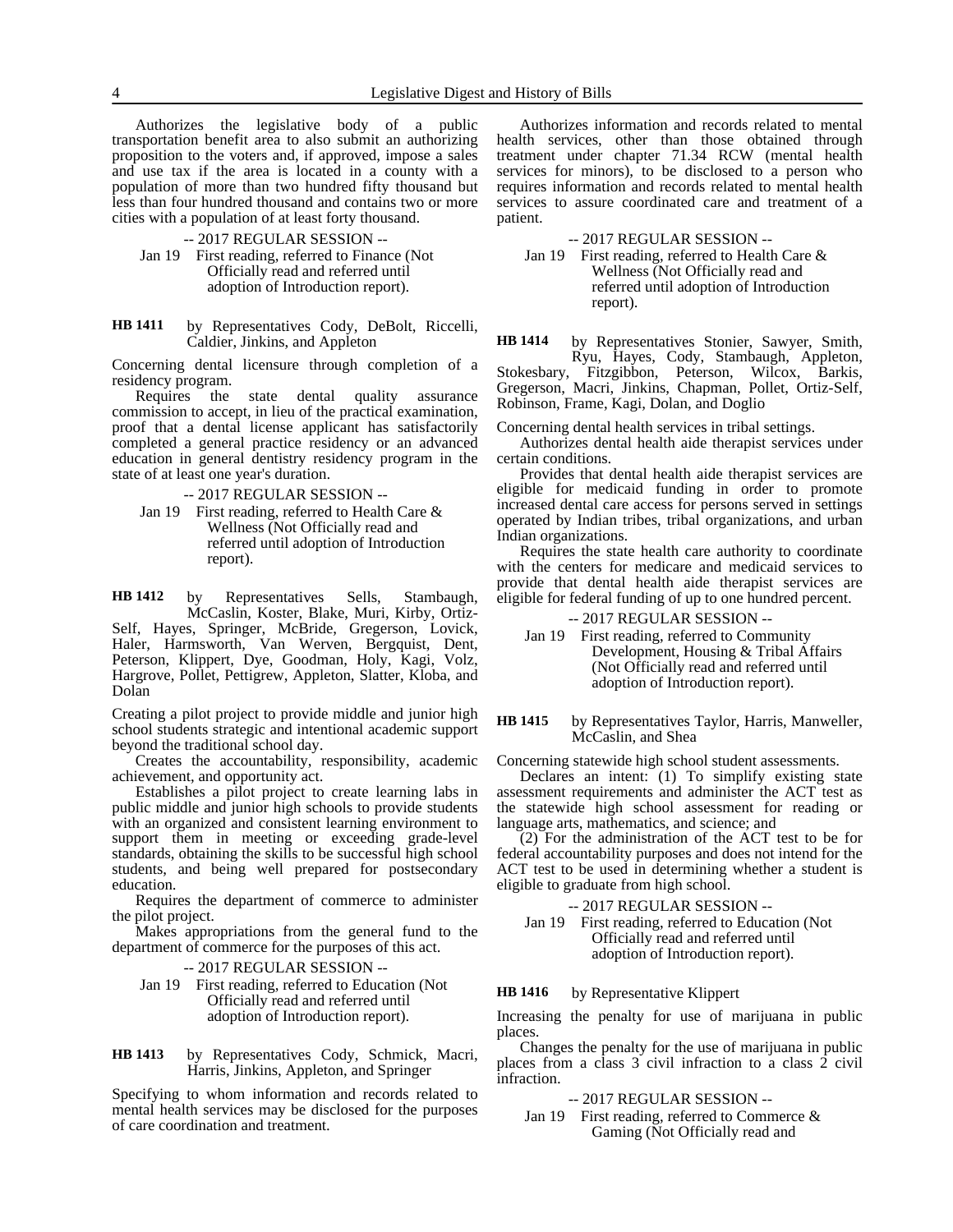Authorizes the legislative body of a public transportation benefit area to also submit an authorizing proposition to the voters and, if approved, impose a sales and use tax if the area is located in a county with a population of more than two hundred fifty thousand but less than four hundred thousand and contains two or more cities with a population of at least forty thousand.

-- 2017 REGULAR SESSION --

Jan 19 First reading, referred to Finance (Not Officially read and referred until adoption of Introduction report).

**HB 1411** by Representatives Cody, DeBolt, Riccelli, Caldier, Jinkins, and Appleton

Concerning dental licensure through completion of a residency program.

Requires the state dental quality assurance commission to accept, in lieu of the practical examination, proof that a dental license applicant has satisfactorily completed a general practice residency or an advanced education in general dentistry residency program in the state of at least one year's duration.

-- 2017 REGULAR SESSION --

Jan 19 First reading, referred to Health Care & Wellness (Not Officially read and referred until adoption of Introduction report).

**HB 1412** by Representatives Sells, Stambaugh, McCaslin, Koster, Blake, Muri, Kirby, Ortiz-Self, Hayes, Springer, McBride, Gregerson, Lovick, Haler, Harmsworth, Van Werven, Bergquist, Dent, Peterson, Klippert, Dye, Goodman, Holy, Kagi, Volz, Hargrove, Pollet, Pettigrew, Appleton, Slatter, Kloba, and Dolan

Creating a pilot project to provide middle and junior high school students strategic and intentional academic support beyond the traditional school day.

Creates the accountability, responsibility, academic achievement, and opportunity act.

Establishes a pilot project to create learning labs in public middle and junior high schools to provide students with an organized and consistent learning environment to support them in meeting or exceeding grade-level standards, obtaining the skills to be successful high school students, and being well prepared for postsecondary education.

Requires the department of commerce to administer the pilot project.

Makes appropriations from the general fund to the department of commerce for the purposes of this act.

-- 2017 REGULAR SESSION --

Jan 19 First reading, referred to Education (Not Officially read and referred until adoption of Introduction report).

**HB 1413** by Representatives Cody, Schmick, Macri, Harris, Jinkins, Appleton, and Springer

Specifying to whom information and records related to mental health services may be disclosed for the purposes of care coordination and treatment.

Authorizes information and records related to mental health services, other than those obtained through treatment under chapter 71.34 RCW (mental health services for minors), to be disclosed to a person who requires information and records related to mental health services to assure coordinated care and treatment of a patient.

-- 2017 REGULAR SESSION --

Jan 19 First reading, referred to Health Care & Wellness (Not Officially read and referred until adoption of Introduction report).

**HB 1414** by Representatives Stonier, Sawyer, Smith, Ryu, Hayes, Cody, Stambaugh, Appleton, Stokesbary, Fitzgibbon, Peterson, Wilcox, Barkis, Gregerson, Macri, Jinkins, Chapman, Pollet, Ortiz-Self, Robinson, Frame, Kagi, Dolan, and Doglio

Concerning dental health services in tribal settings.

Authorizes dental health aide therapist services under certain conditions.

Provides that dental health aide therapist services are eligible for medicaid funding in order to promote increased dental care access for persons served in settings operated by Indian tribes, tribal organizations, and urban Indian organizations.

Requires the state health care authority to coordinate with the centers for medicare and medicaid services to provide that dental health aide therapist services are eligible for federal funding of up to one hundred percent.

-- 2017 REGULAR SESSION --

Jan 19 First reading, referred to Community Development, Housing & Tribal Affairs (Not Officially read and referred until adoption of Introduction report).

**HB 1415** by Representatives Taylor, Harris, Manweller, McCaslin, and Shea

Concerning statewide high school student assessments.

Declares an intent: (1) To simplify existing state assessment requirements and administer the ACT test as the statewide high school assessment for reading or language arts, mathematics, and science; and

(2) For the administration of the ACT test to be for federal accountability purposes and does not intend for the ACT test to be used in determining whether a student is eligible to graduate from high school.

-- 2017 REGULAR SESSION --

Jan 19 First reading, referred to Education (Not Officially read and referred until adoption of Introduction report).

**HB 1416** by Representative Klippert

Increasing the penalty for use of marijuana in public places.

Changes the penalty for the use of marijuana in public places from a class 3 civil infraction to a class 2 civil infraction.

-- 2017 REGULAR SESSION --

Jan 19 First reading, referred to Commerce & Gaming (Not Officially read and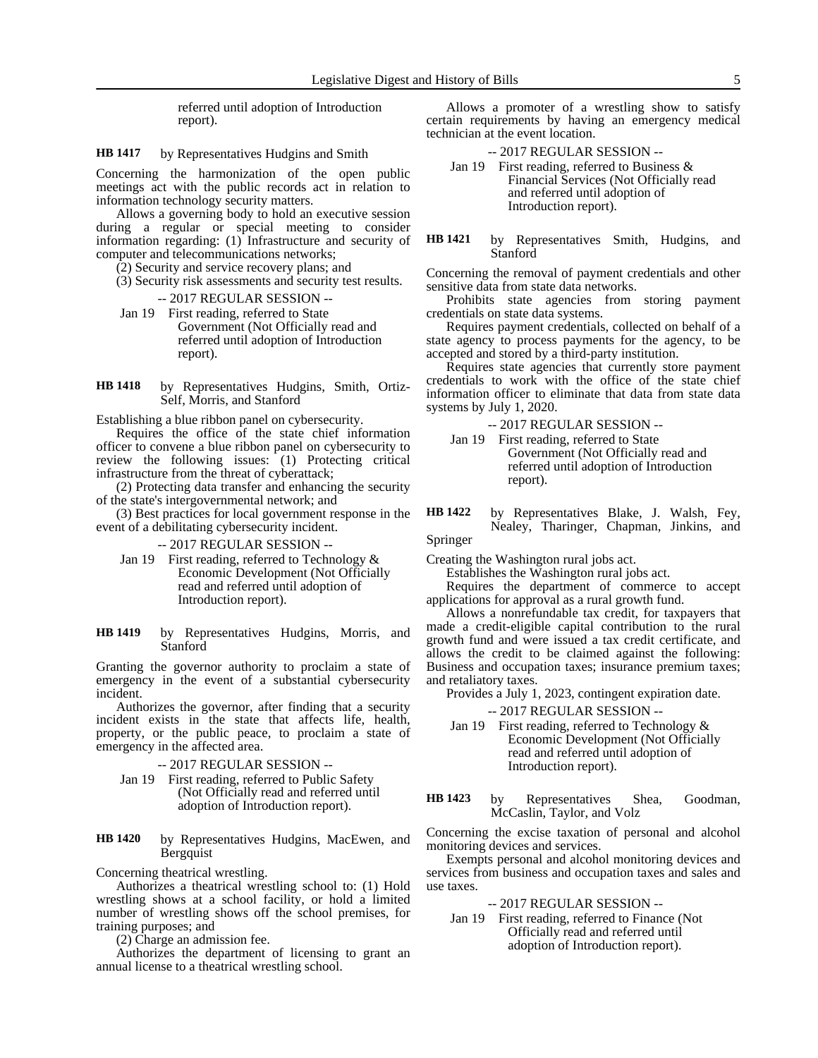referred until adoption of Introduction report).

**HB 1417** by Representatives Hudgins and Smith

Concerning the harmonization of the open public meetings act with the public records act in relation to information technology security matters.

Allows a governing body to hold an executive session during a regular or special meeting to consider information regarding: (1) Infrastructure and security of computer and telecommunications networks;

(2) Security and service recovery plans; and

(3) Security risk assessments and security test results.

-- 2017 REGULAR SESSION --

Jan 19 First reading, referred to State Government (Not Officially read and referred until adoption of Introduction report).

**HB 1418** by Representatives Hudgins, Smith, Ortiz-Self, Morris, and Stanford

Establishing a blue ribbon panel on cybersecurity.

Requires the office of the state chief information officer to convene a blue ribbon panel on cybersecurity to review the following issues: (1) Protecting critical infrastructure from the threat of cyberattack;

(2) Protecting data transfer and enhancing the security of the state's intergovernmental network; and

(3) Best practices for local government response in the event of a debilitating cybersecurity incident.

-- 2017 REGULAR SESSION --

Jan 19 First reading, referred to Technology & Economic Development (Not Officially read and referred until adoption of Introduction report).

**HB 1419** by Representatives Hudgins, Morris, and Stanford

Granting the governor authority to proclaim a state of emergency in the event of a substantial cybersecurity incident.

Authorizes the governor, after finding that a security incident exists in the state that affects life, health, property, or the public peace, to proclaim a state of emergency in the affected area.

-- 2017 REGULAR SESSION --

Jan 19 First reading, referred to Public Safety (Not Officially read and referred until adoption of Introduction report).

**HB 1420** by Representatives Hudgins, MacEwen, and Bergquist

Concerning theatrical wrestling.

Authorizes a theatrical wrestling school to: (1) Hold wrestling shows at a school facility, or hold a limited number of wrestling shows off the school premises, for training purposes; and

(2) Charge an admission fee.

Authorizes the department of licensing to grant an annual license to a theatrical wrestling school.

Allows a promoter of a wrestling show to satisfy certain requirements by having an emergency medical technician at the event location.

-- 2017 REGULAR SESSION --

Jan 19 First reading, referred to Business & Financial Services (Not Officially read and referred until adoption of Introduction report).

**HB 1421** by Representatives Smith, Hudgins, and Stanford

Concerning the removal of payment credentials and other sensitive data from state data networks.

Prohibits state agencies from storing payment credentials on state data systems.

Requires payment credentials, collected on behalf of a state agency to process payments for the agency, to be accepted and stored by a third-party institution.

Requires state agencies that currently store payment credentials to work with the office of the state chief information officer to eliminate that data from state data systems by July 1, 2020.

-- 2017 REGULAR SESSION --

Jan 19 First reading, referred to State Government (Not Officially read and referred until adoption of Introduction report).

**HB 1422** by Representatives Blake, J. Walsh, Fey, Nealey, Tharinger, Chapman, Jinkins, and Springer

Creating the Washington rural jobs act.

Establishes the Washington rural jobs act.

Requires the department of commerce to accept applications for approval as a rural growth fund.

Allows a nonrefundable tax credit, for taxpayers that made a credit-eligible capital contribution to the rural growth fund and were issued a tax credit certificate, and allows the credit to be claimed against the following: Business and occupation taxes; insurance premium taxes; and retaliatory taxes.

Provides a July 1, 2023, contingent expiration date.

-- 2017 REGULAR SESSION --

Jan 19 First reading, referred to Technology & Economic Development (Not Officially read and referred until adoption of Introduction report).

**HB 1423** by Representatives Shea, Goodman, McCaslin, Taylor, and Volz

Concerning the excise taxation of personal and alcohol monitoring devices and services.

Exempts personal and alcohol monitoring devices and services from business and occupation taxes and sales and use taxes.

-- 2017 REGULAR SESSION --

Jan 19 First reading, referred to Finance (Not Officially read and referred until adoption of Introduction report).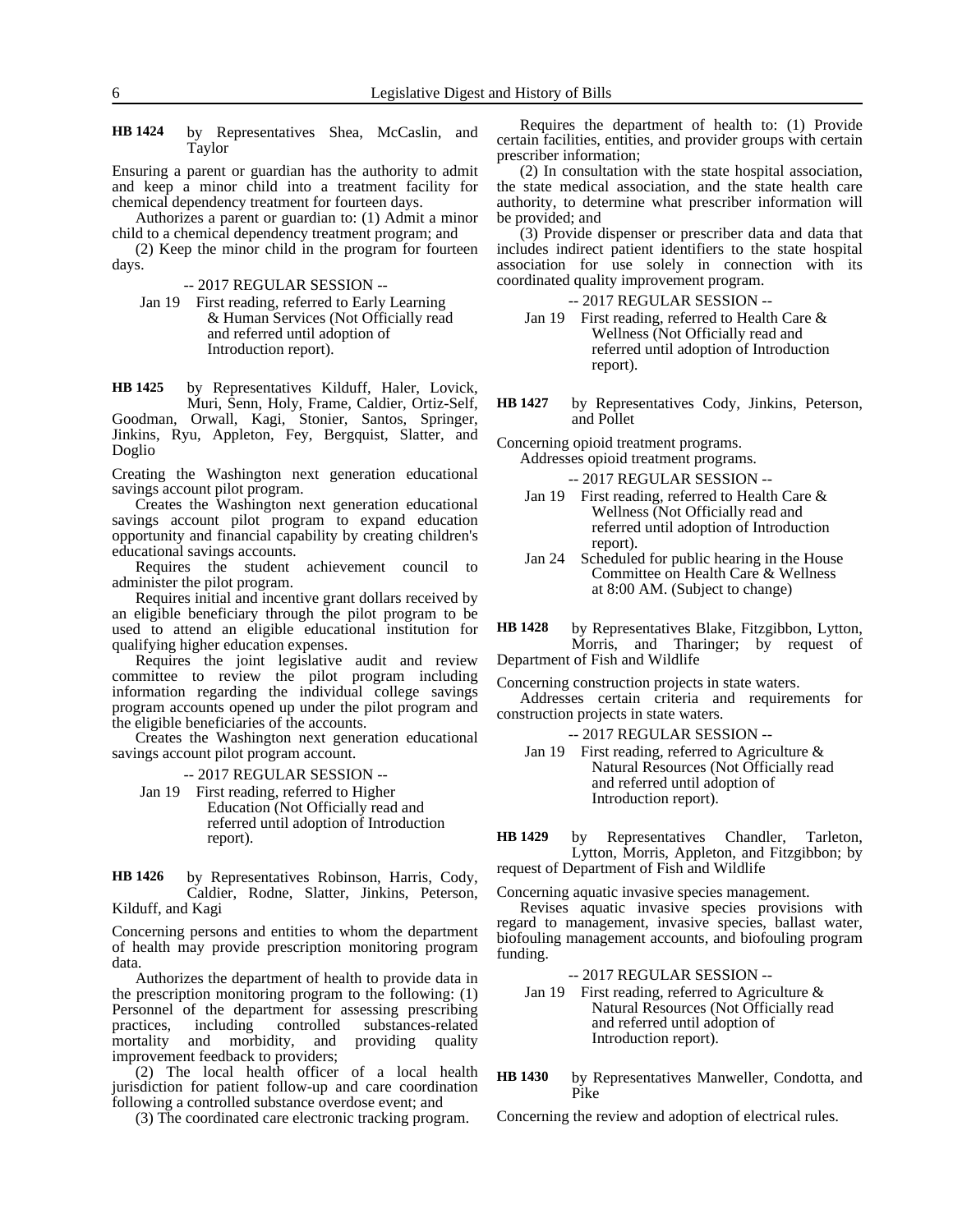**HB 1424** by Representatives Shea, McCaslin, and Taylor

Ensuring a parent or guardian has the authority to admit and keep a minor child into a treatment facility for chemical dependency treatment for fourteen days.

Authorizes a parent or guardian to: (1) Admit a minor child to a chemical dependency treatment program; and

(2) Keep the minor child in the program for fourteen days.

-- 2017 REGULAR SESSION --

Jan 19 First reading, referred to Early Learning & Human Services (Not Officially read and referred until adoption of Introduction report).

**HB 1425** by Representatives Kilduff, Haler, Lovick, Muri, Senn, Holy, Frame, Caldier, Ortiz-Self, Goodman, Orwall, Kagi, Stonier, Santos, Springer, Jinkins, Ryu, Appleton, Fey, Bergquist, Slatter, and Doglio

Creating the Washington next generation educational savings account pilot program.

Creates the Washington next generation educational savings account pilot program to expand education opportunity and financial capability by creating children's educational savings accounts.

Requires the student achievement council to administer the pilot program.

Requires initial and incentive grant dollars received by an eligible beneficiary through the pilot program to be used to attend an eligible educational institution for qualifying higher education expenses.

Requires the joint legislative audit and review committee to review the pilot program including information regarding the individual college savings program accounts opened up under the pilot program and the eligible beneficiaries of the accounts.

Creates the Washington next generation educational savings account pilot program account.

-- 2017 REGULAR SESSION --

Jan 19 First reading, referred to Higher Education (Not Officially read and referred until adoption of Introduction report).

**HB 1426** by Representatives Robinson, Harris, Cody, Caldier, Rodne, Slatter, Jinkins, Peterson, Kilduff, and Kagi

Concerning persons and entities to whom the department of health may provide prescription monitoring program data.

Authorizes the department of health to provide data in the prescription monitoring program to the following: (1) Personnel of the department for assessing prescribing practices, including controlled substances-related mortality and morbidity, and providing quality improvement feedback to providers;

(2) The local health officer of a local health jurisdiction for patient follow-up and care coordination following a controlled substance overdose event; and

(3) The coordinated care electronic tracking program.

Requires the department of health to: (1) Provide certain facilities, entities, and provider groups with certain prescriber information;

(2) In consultation with the state hospital association, the state medical association, and the state health care authority, to determine what prescriber information will be provided; and

(3) Provide dispenser or prescriber data and data that includes indirect patient identifiers to the state hospital association for use solely in connection with its coordinated quality improvement program.

-- 2017 REGULAR SESSION --

Jan 19 First reading, referred to Health Care & Wellness (Not Officially read and referred until adoption of Introduction report).

**HB 1427** by Representatives Cody, Jinkins, Peterson, and Pollet

Concerning opioid treatment programs.

Addresses opioid treatment programs.

-- 2017 REGULAR SESSION --

Jan 19 First reading, referred to Health Care & Wellness (Not Officially read and referred until adoption of Introduction report).

Jan 24 Scheduled for public hearing in the House Committee on Health Care & Wellness at 8:00 AM. (Subject to change)

**HB 1428** by Representatives Blake, Fitzgibbon, Lytton, Morris, and Tharinger; by request of Department of Fish and Wildlife

Concerning construction projects in state waters.

Addresses certain criteria and requirements for construction projects in state waters.

-- 2017 REGULAR SESSION --

Jan 19 First reading, referred to Agriculture & Natural Resources (Not Officially read and referred until adoption of Introduction report).

**HB 1429** by Representatives Chandler, Tarleton, Lytton, Morris, Appleton, and Fitzgibbon; by request of Department of Fish and Wildlife

Concerning aquatic invasive species management.

Revises aquatic invasive species provisions with regard to management, invasive species, ballast water, biofouling management accounts, and biofouling program funding.

-- 2017 REGULAR SESSION --

Jan 19 First reading, referred to Agriculture & Natural Resources (Not Officially read and referred until adoption of Introduction report).

**HB 1430** by Representatives Manweller, Condotta, and Pike

Concerning the review and adoption of electrical rules.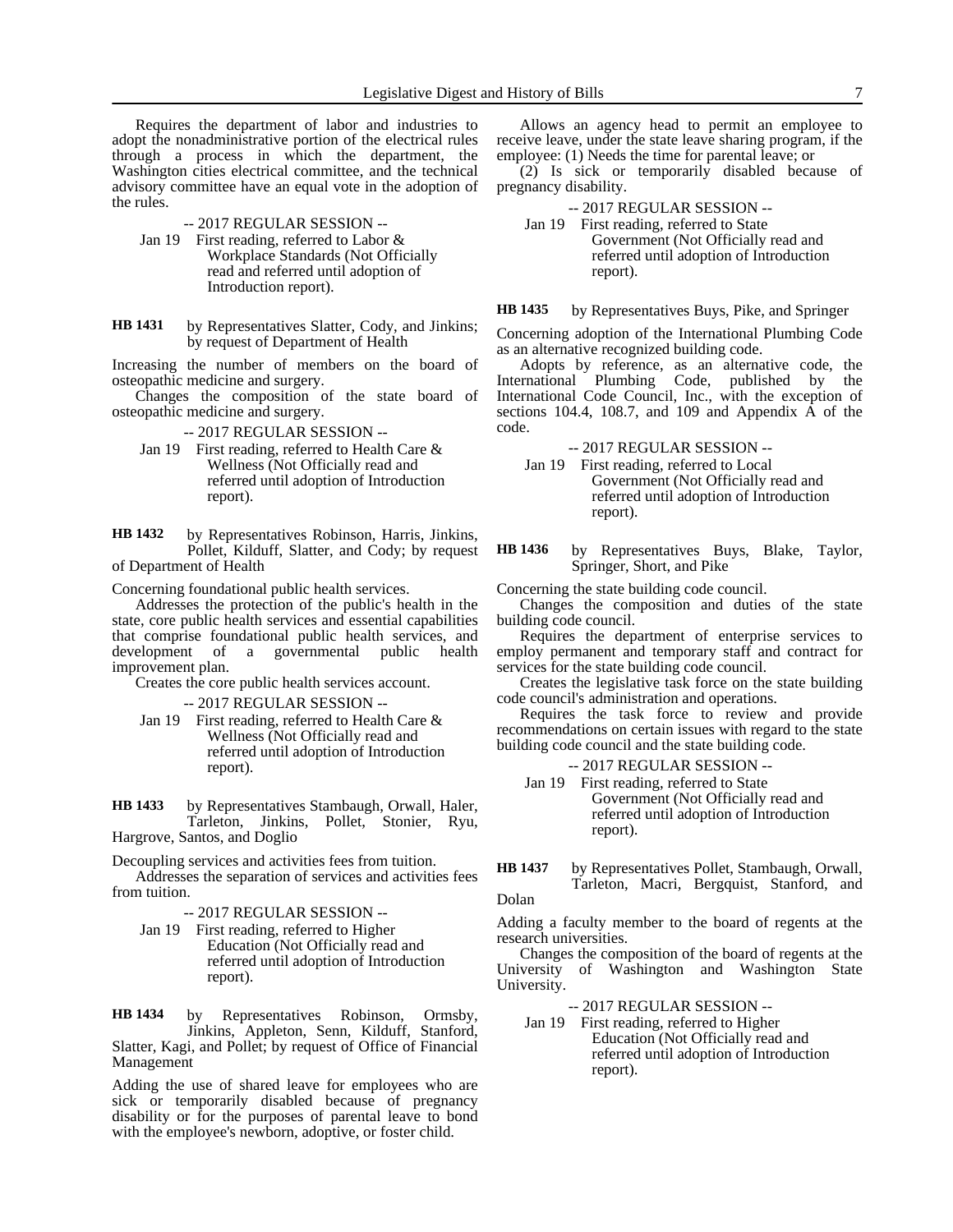Requires the department of labor and industries to adopt the nonadministrative portion of the electrical rules through a process in which the department, the Washington cities electrical committee, and the technical advisory committee have an equal vote in the adoption of the rules.

-- 2017 REGULAR SESSION --

Jan 19 First reading, referred to Labor & Workplace Standards (Not Officially read and referred until adoption of Introduction report).

**HB 1431** by Representatives Slatter, Cody, and Jinkins; by request of Department of Health

Increasing the number of members on the board of osteopathic medicine and surgery.

Changes the composition of the state board of osteopathic medicine and surgery.

-- 2017 REGULAR SESSION --

Jan 19 First reading, referred to Health Care & Wellness (Not Officially read and referred until adoption of Introduction report).

**HB 1432** by Representatives Robinson, Harris, Jinkins, Pollet, Kilduff, Slatter, and Cody; by request of Department of Health

Concerning foundational public health services.

Addresses the protection of the public's health in the state, core public health services and essential capabilities that comprise foundational public health services, and development of a governmental public health improvement plan.

Creates the core public health services account.

-- 2017 REGULAR SESSION --

Jan 19 First reading, referred to Health Care & Wellness (Not Officially read and referred until adoption of Introduction report).

**HB 1433** by Representatives Stambaugh, Orwall, Haler, Tarleton, Jinkins, Pollet, Stonier, Ryu, Hargrove, Santos, and Doglio

Decoupling services and activities fees from tuition.

Addresses the separation of services and activities fees from tuition.

-- 2017 REGULAR SESSION --

Jan 19 First reading, referred to Higher Education (Not Officially read and referred until adoption of Introduction report).

**HB 1434** by Representatives Robinson, Ormsby, Jinkins, Appleton, Senn, Kilduff, Stanford, Slatter, Kagi, and Pollet; by request of Office of Financial Management

Adding the use of shared leave for employees who are sick or temporarily disabled because of pregnancy disability or for the purposes of parental leave to bond with the employee's newborn, adoptive, or foster child.

Allows an agency head to permit an employee to receive leave, under the state leave sharing program, if the employee: (1) Needs the time for parental leave; or

(2) Is sick or temporarily disabled because of pregnancy disability.

-- 2017 REGULAR SESSION --

Jan 19 First reading, referred to State Government (Not Officially read and referred until adoption of Introduction report).

**HB 1435** by Representatives Buys, Pike, and Springer

Concerning adoption of the International Plumbing Code as an alternative recognized building code.

Adopts by reference, as an alternative code, the International Plumbing Code, published by the International Code Council, Inc., with the exception of sections 104.4, 108.7, and 109 and Appendix A of the code.

-- 2017 REGULAR SESSION --

Jan 19 First reading, referred to Local Government (Not Officially read and referred until adoption of Introduction report).

**HB 1436** by Representatives Buys, Blake, Taylor, Springer, Short, and Pike

Concerning the state building code council.

Changes the composition and duties of the state building code council.

Requires the department of enterprise services to employ permanent and temporary staff and contract for services for the state building code council.

Creates the legislative task force on the state building code council's administration and operations.

Requires the task force to review and provide recommendations on certain issues with regard to the state building code council and the state building code.

-- 2017 REGULAR SESSION --

Jan 19 First reading, referred to State Government (Not Officially read and referred until adoption of Introduction report).

**HB 1437** by Representatives Pollet, Stambaugh, Orwall, Tarleton, Macri, Bergquist, Stanford, and Dolan

Adding a faculty member to the board of regents at the research universities.

Changes the composition of the board of regents at the University of Washington and Washington State University.

-- 2017 REGULAR SESSION --

Jan 19 First reading, referred to Higher Education (Not Officially read and referred until adoption of Introduction report).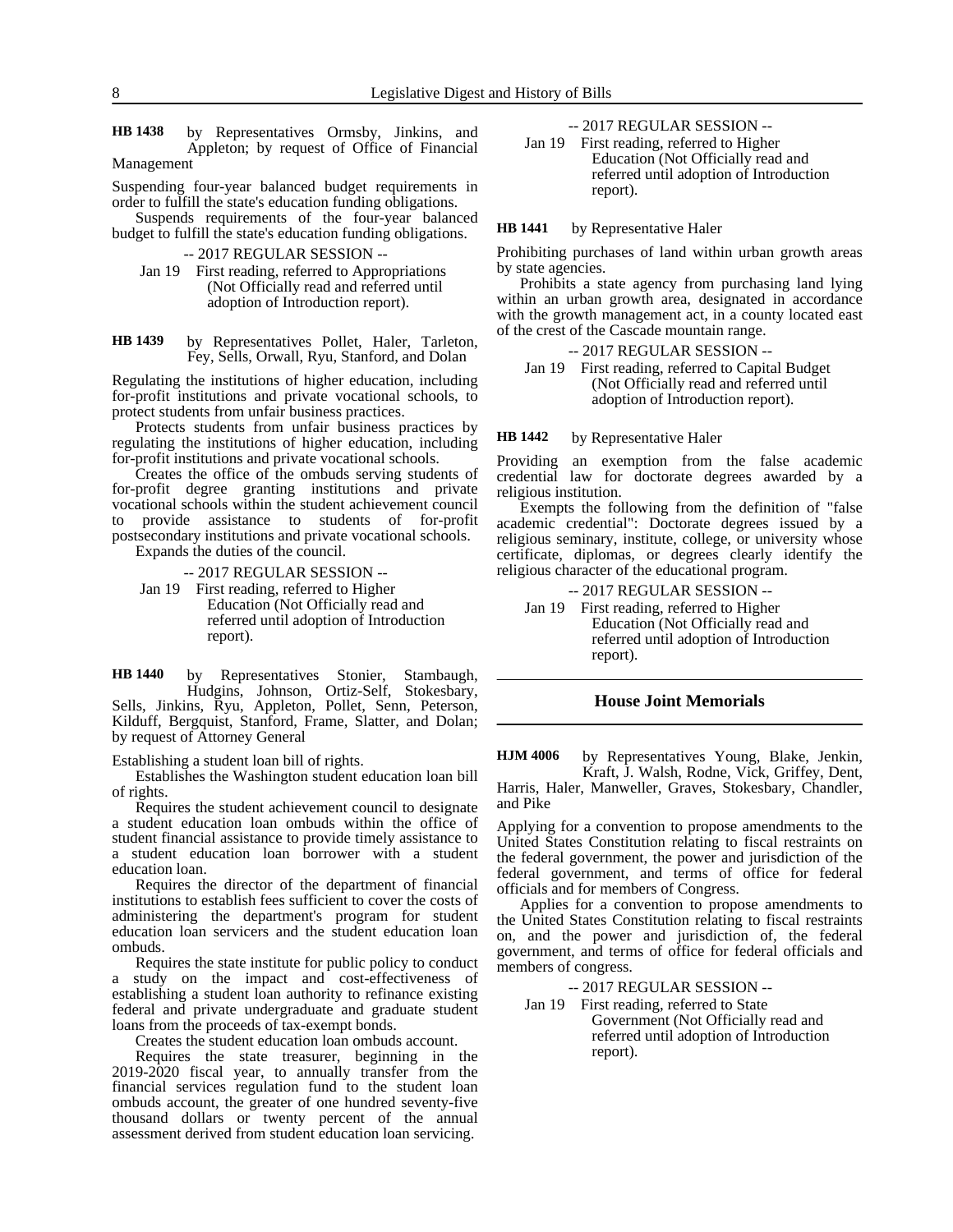**HB 1438** by Representatives Ormsby, Jinkins, and Appleton; by request of Office of Financial Management

Suspending four-year balanced budget requirements in order to fulfill the state's education funding obligations.

Suspends requirements of the four-year balanced budget to fulfill the state's education funding obligations.

-- 2017 REGULAR SESSION --

Jan 19 First reading, referred to Appropriations (Not Officially read and referred until adoption of Introduction report).

**HB 1439** by Representatives Pollet, Haler, Tarleton, Fey, Sells, Orwall, Ryu, Stanford, and Dolan

Regulating the institutions of higher education, including for-profit institutions and private vocational schools, to protect students from unfair business practices.

Protects students from unfair business practices by regulating the institutions of higher education, including for-profit institutions and private vocational schools.

Creates the office of the ombuds serving students of for-profit degree granting institutions and private vocational schools within the student achievement council to provide assistance to students of for-profit postsecondary institutions and private vocational schools.

Expands the duties of the council.

-- 2017 REGULAR SESSION --

Jan 19 First reading, referred to Higher Education (Not Officially read and referred until adoption of Introduction report).

**HB 1440** by Representatives Stonier, Stambaugh, Hudgins, Johnson, Ortiz-Self, Stokesbary, Sells, Jinkins, Ryu, Appleton, Pollet, Senn, Peterson, Kilduff, Bergquist, Stanford, Frame, Slatter, and Dolan; by request of Attorney General

Establishing a student loan bill of rights.

Establishes the Washington student education loan bill of rights.

Requires the student achievement council to designate a student education loan ombuds within the office of student financial assistance to provide timely assistance to a student education loan borrower with a student education loan.

Requires the director of the department of financial institutions to establish fees sufficient to cover the costs of administering the department's program for student education loan servicers and the student education loan ombuds.

Requires the state institute for public policy to conduct a study on the impact and cost-effectiveness of establishing a student loan authority to refinance existing federal and private undergraduate and graduate student loans from the proceeds of tax-exempt bonds.

Creates the student education loan ombuds account.

Requires the state treasurer, beginning in the 2019-2020 fiscal year, to annually transfer from the financial services regulation fund to the student loan ombuds account, the greater of one hundred seventy-five thousand dollars or twenty percent of the annual assessment derived from student education loan servicing.

-- 2017 REGULAR SESSION --

Jan 19 First reading, referred to Higher Education (Not Officially read and referred until adoption of Introduction report).

**HB 1441** by Representative Haler

Prohibiting purchases of land within urban growth areas by state agencies.

Prohibits a state agency from purchasing land lying within an urban growth area, designated in accordance with the growth management act, in a county located east of the crest of the Cascade mountain range.

-- 2017 REGULAR SESSION --

Jan 19 First reading, referred to Capital Budget (Not Officially read and referred until adoption of Introduction report).

**HB 1442** by Representative Haler

Providing an exemption from the false academic credential law for doctorate degrees awarded by a religious institution.

Exempts the following from the definition of "false academic credential": Doctorate degrees issued by a religious seminary, institute, college, or university whose certificate, diplomas, or degrees clearly identify the religious character of the educational program.

-- 2017 REGULAR SESSION --

Jan 19 First reading, referred to Higher Education (Not Officially read and referred until adoption of Introduction report).

## House Joint Memorials

**HJM 4006** by Representatives Young, Blake, Jenkin, Kraft, J. Walsh, Rodne, Vick, Griffey, Dent, Harris, Haler, Manweller, Graves, Stokesbary, Chandler, and Pike

Applying for a convention to propose amendments to the United States Constitution relating to fiscal restraints on the federal government, the power and jurisdiction of the federal government, and terms of office for federal officials and for members of Congress.

Applies for a convention to propose amendments to the United States Constitution relating to fiscal restraints on, and the power and jurisdiction of, the federal government, and terms of office for federal officials and members of congress.

-- 2017 REGULAR SESSION --

Jan 19 First reading, referred to State Government (Not Officially read and referred until adoption of Introduction report).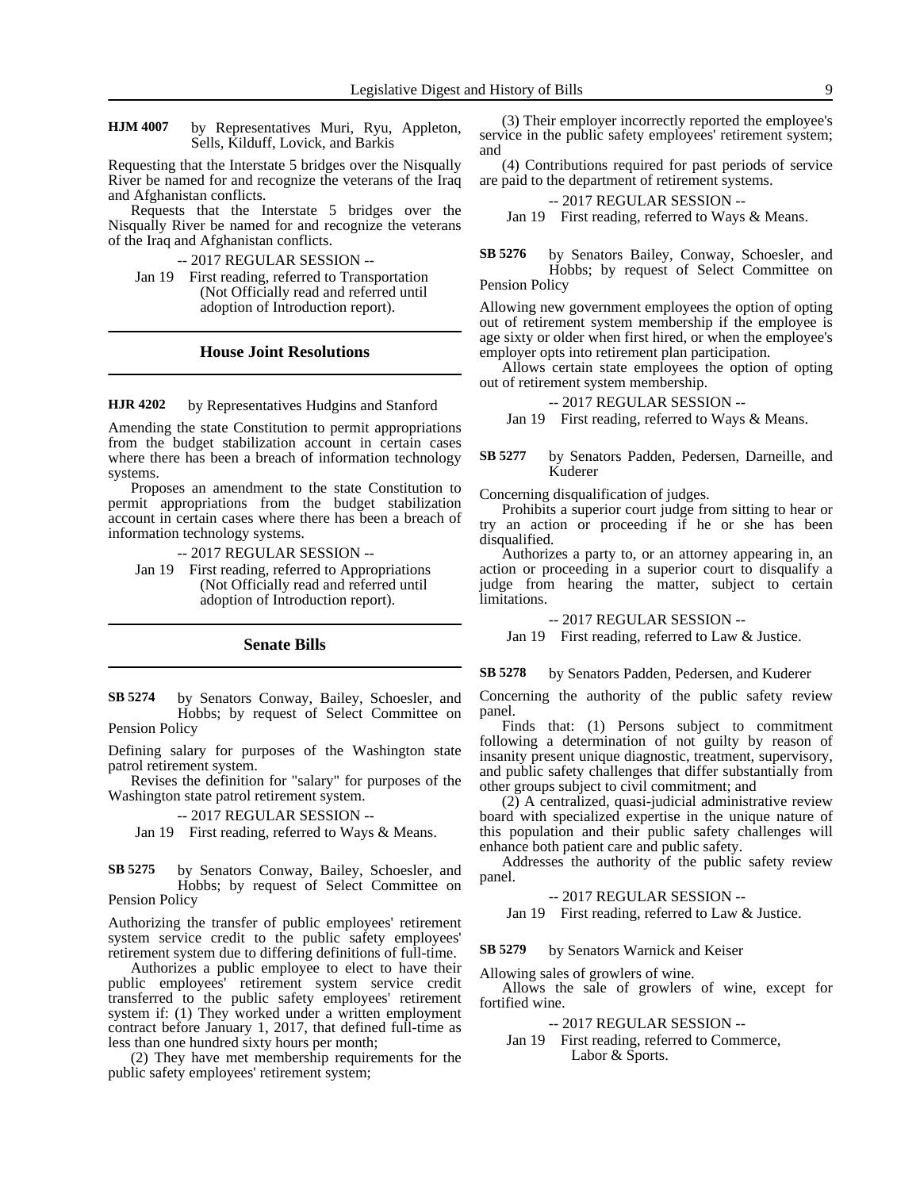**HJM 4007** by Representatives Muri, Ryu, Appleton, Sells, Kilduff, Lovick, and Barkis

Requesting that the Interstate 5 bridges over the Nisqually River be named for and recognize the veterans of the Iraq and Afghanistan conflicts.

Requests that the Interstate 5 bridges over the Nisqually River be named for and recognize the veterans of the Iraq and Afghanistan conflicts.

-- 2017 REGULAR SESSION --

Jan 19 First reading, referred to Transportation (Not Officially read and referred until adoption of Introduction report).

## House Joint Resolutions

**HJR 4202** by Representatives Hudgins and Stanford

Amending the state Constitution to permit appropriations from the budget stabilization account in certain cases where there has been a breach of information technology systems.

Proposes an amendment to the state Constitution to permit appropriations from the budget stabilization account in certain cases where there has been a breach of information technology systems.

-- 2017 REGULAR SESSION --

Jan 19 First reading, referred to Appropriations (Not Officially read and referred until adoption of Introduction report).

## Senate Bills

**SB 5274** by Senators Conway, Bailey, Schoesler, and Hobbs; by request of Select Committee on Pension Policy

Defining salary for purposes of the Washington state patrol retirement system.

Revises the definition for "salary" for purposes of the Washington state patrol retirement system.

-- 2017 REGULAR SESSION --

Jan 19 First reading, referred to Ways & Means.

**SB 5275** by Senators Conway, Bailey, Schoesler, and Hobbs; by request of Select Committee on Pension Policy

Authorizing the transfer of public employees' retirement system service credit to the public safety employees' retirement system due to differing definitions of full-time.

Authorizes a public employee to elect to have their public employees' retirement system service credit transferred to the public safety employees' retirement system if: (1) They worked under a written employment contract before January 1, 2017, that defined full-time as less than one hundred sixty hours per month;

(2) They have met membership requirements for the public safety employees' retirement system;

(3) Their employer incorrectly reported the employee's service in the public safety employees' retirement system; and

(4) Contributions required for past periods of service are paid to the department of retirement systems.

-- 2017 REGULAR SESSION --

Jan 19 First reading, referred to Ways & Means.

**SB 5276** by Senators Bailey, Conway, Schoesler, and Hobbs; by request of Select Committee on Pension Policy

Allowing new government employees the option of opting out of retirement system membership if the employee is age sixty or older when first hired, or when the employee's employer opts into retirement plan participation.

Allows certain state employees the option of opting out of retirement system membership.

-- 2017 REGULAR SESSION --

Jan 19 First reading, referred to Ways & Means.

**SB 5277** by Senators Padden, Pedersen, Darneille, and Kuderer

Concerning disqualification of judges.

Prohibits a superior court judge from sitting to hear or try an action or proceeding if he or she has been disqualified.

Authorizes a party to, or an attorney appearing in, an action or proceeding in a superior court to disqualify a judge from hearing the matter, subject to certain limitations.

-- 2017 REGULAR SESSION --

Jan 19 First reading, referred to Law & Justice.

**SB 5278** by Senators Padden, Pedersen, and Kuderer

Concerning the authority of the public safety review panel.

Finds that: (1) Persons subject to commitment following a determination of not guilty by reason of insanity present unique diagnostic, treatment, supervisory, and public safety challenges that differ substantially from other groups subject to civil commitment; and

(2) A centralized, quasi-judicial administrative review board with specialized expertise in the unique nature of this population and their public safety challenges will enhance both patient care and public safety.

Addresses the authority of the public safety review panel.

-- 2017 REGULAR SESSION --

Jan 19 First reading, referred to Law & Justice.

**SB 5279** by Senators Warnick and Keiser

Allowing sales of growlers of wine.

Allows the sale of growlers of wine, except for fortified wine.

-- 2017 REGULAR SESSION --

Jan 19 First reading, referred to Commerce, Labor & Sports.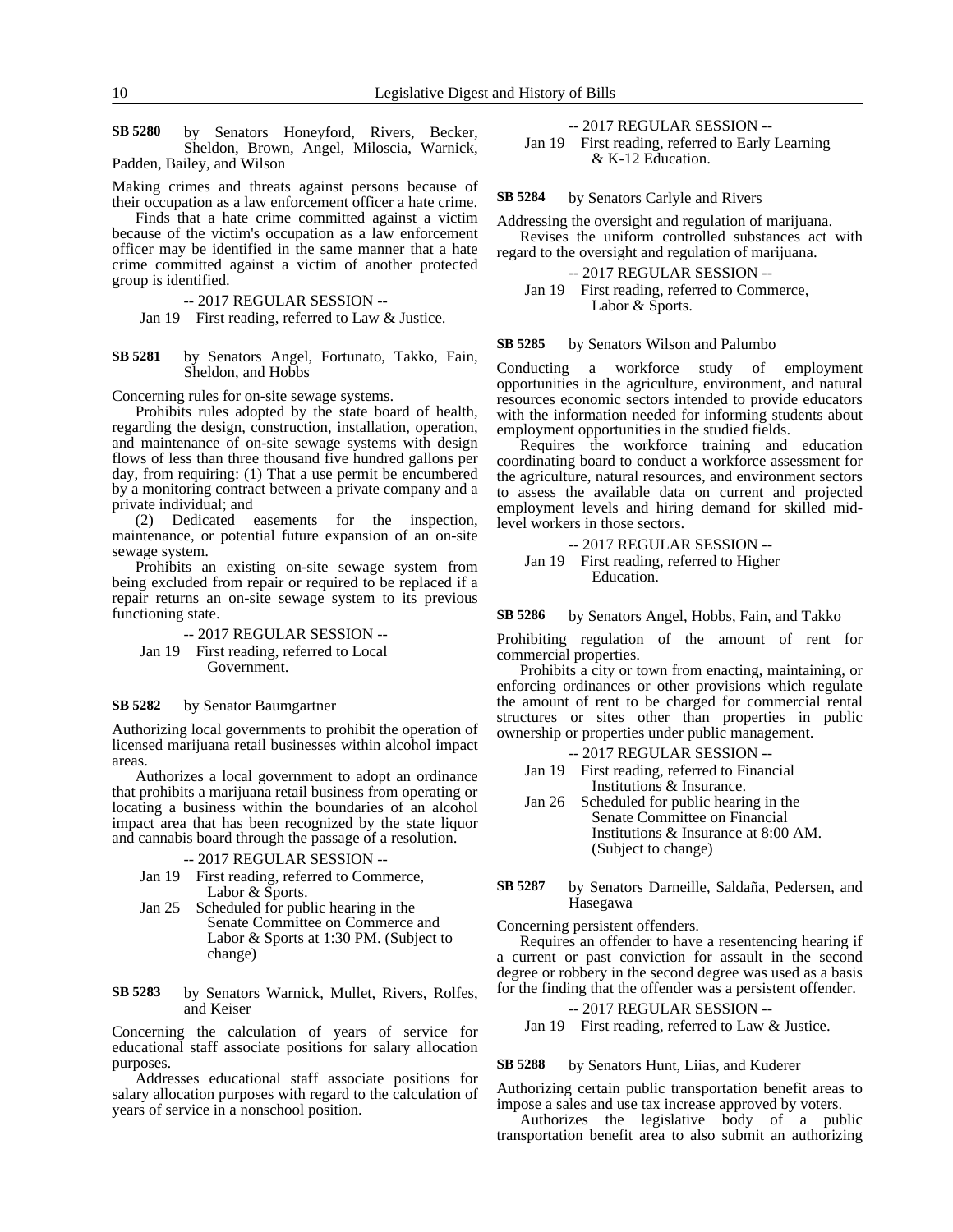**SB 5280** by Senators Honeyford, Rivers, Becker, Sheldon, Brown, Angel, Miloscia, Warnick, Padden, Bailey, and Wilson

Making crimes and threats against persons because of their occupation as a law enforcement officer a hate crime.

Finds that a hate crime committed against a victim because of the victim's occupation as a law enforcement officer may be identified in the same manner that a hate crime committed against a victim of another protected group is identified.

-- 2017 REGULAR SESSION --

Jan 19 First reading, referred to Law & Justice.

**SB 5281** by Senators Angel, Fortunato, Takko, Fain, Sheldon, and Hobbs

Concerning rules for on-site sewage systems.

Prohibits rules adopted by the state board of health, regarding the design, construction, installation, operation, and maintenance of on-site sewage systems with design flows of less than three thousand five hundred gallons per day, from requiring: (1) That a use permit be encumbered by a monitoring contract between a private company and a private individual; and

(2) Dedicated easements for the inspection, maintenance, or potential future expansion of an on-site sewage system.

Prohibits an existing on-site sewage system from being excluded from repair or required to be replaced if a repair returns an on-site sewage system to its previous functioning state.

-- 2017 REGULAR SESSION --

Jan 19 First reading, referred to Local Government.

**SB 5282** by Senator Baumgartner

Authorizing local governments to prohibit the operation of licensed marijuana retail businesses within alcohol impact areas.

Authorizes a local government to adopt an ordinance that prohibits a marijuana retail business from operating or locating a business within the boundaries of an alcohol impact area that has been recognized by the state liquor and cannabis board through the passage of a resolution.

-- 2017 REGULAR SESSION --

Jan 19 First reading, referred to Commerce, Labor & Sports.

Jan 25 Scheduled for public hearing in the Senate Committee on Commerce and Labor & Sports at 1:30 PM. (Subject to change)

**SB 5283** by Senators Warnick, Mullet, Rivers, Rolfes, and Keiser

Concerning the calculation of years of service for educational staff associate positions for salary allocation purposes.

Addresses educational staff associate positions for salary allocation purposes with regard to the calculation of years of service in a nonschool position.

-- 2017 REGULAR SESSION --

Jan 19 First reading, referred to Early Learning & K-12 Education.

**SB 5284** by Senators Carlyle and Rivers

Addressing the oversight and regulation of marijuana.

Revises the uniform controlled substances act with regard to the oversight and regulation of marijuana.

-- 2017 REGULAR SESSION --

Jan 19 First reading, referred to Commerce, Labor & Sports.

**SB 5285** by Senators Wilson and Palumbo

Conducting a workforce study of employment opportunities in the agriculture, environment, and natural resources economic sectors intended to provide educators with the information needed for informing students about employment opportunities in the studied fields.

Requires the workforce training and education coordinating board to conduct a workforce assessment for the agriculture, natural resources, and environment sectors to assess the available data on current and projected employment levels and hiring demand for skilled mid-level workers in those sectors.

-- 2017 REGULAR SESSION --

Jan 19 First reading, referred to Higher Education.

**SB 5286** by Senators Angel, Hobbs, Fain, and Takko

Prohibiting regulation of the amount of rent for commercial properties.

Prohibits a city or town from enacting, maintaining, or enforcing ordinances or other provisions which regulate the amount of rent to be charged for commercial rental structures or sites other than properties in public ownership or properties under public management.

-- 2017 REGULAR SESSION --

Jan 19 First reading, referred to Financial Institutions & Insurance.

Jan 26 Scheduled for public hearing in the Senate Committee on Financial Institutions & Insurance at 8:00 AM. (Subject to change)

**SB 5287** by Senators Darneille, Saldaña, Pedersen, and Hasegawa

Concerning persistent offenders.

Requires an offender to have a resentencing hearing if a current or past conviction for assault in the second degree or robbery in the second degree was used as a basis for the finding that the offender was a persistent offender.

-- 2017 REGULAR SESSION --

Jan 19 First reading, referred to Law & Justice.

**SB 5288** by Senators Hunt, Liias, and Kuderer

Authorizing certain public transportation benefit areas to impose a sales and use tax increase approved by voters.

Authorizes the legislative body of a public transportation benefit area to also submit an authorizing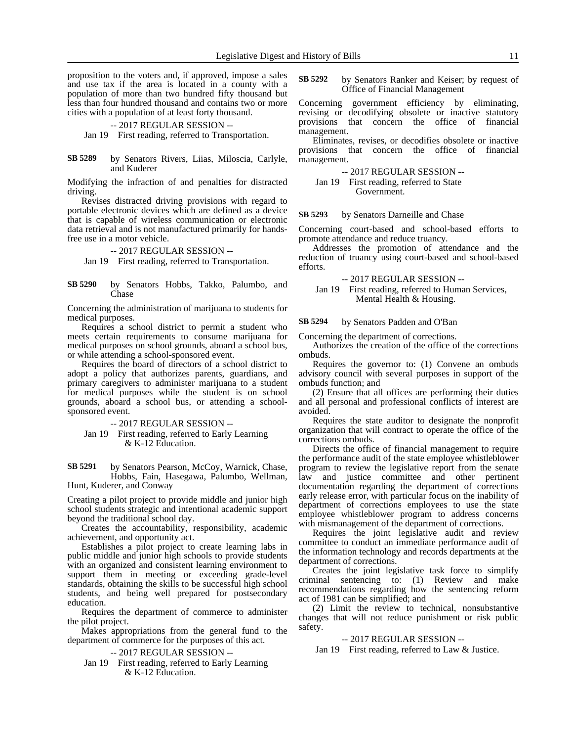proposition to the voters and, if approved, impose a sales and use tax if the area is located in a county with a population of more than two hundred fifty thousand but less than four hundred thousand and contains two or more cities with a population of at least forty thousand.

-- 2017 REGULAR SESSION --

Jan 19 First reading, referred to Transportation.

**SB 5289** by Senators Rivers, Liias, Miloscia, Carlyle, and Kuderer

Modifying the infraction of and penalties for distracted driving.

Revises distracted driving provisions with regard to portable electronic devices which are defined as a device that is capable of wireless communication or electronic data retrieval and is not manufactured primarily for hands-free use in a motor vehicle.

-- 2017 REGULAR SESSION --

Jan 19 First reading, referred to Transportation.

**SB 5290** by Senators Hobbs, Takko, Palumbo, and Chase

Concerning the administration of marijuana to students for medical purposes.

Requires a school district to permit a student who meets certain requirements to consume marijuana for medical purposes on school grounds, aboard a school bus, or while attending a school-sponsored event.

Requires the board of directors of a school district to adopt a policy that authorizes parents, guardians, and primary caregivers to administer marijuana to a student for medical purposes while the student is on school grounds, aboard a school bus, or attending a school-sponsored event.

-- 2017 REGULAR SESSION --

Jan 19 First reading, referred to Early Learning & K-12 Education.

**SB 5291** by Senators Pearson, McCoy, Warnick, Chase, Hobbs, Fain, Hasegawa, Palumbo, Wellman, Hunt, Kuderer, and Conway

Creating a pilot project to provide middle and junior high school students strategic and intentional academic support beyond the traditional school day.

Creates the accountability, responsibility, academic achievement, and opportunity act.

Establishes a pilot project to create learning labs in public middle and junior high schools to provide students with an organized and consistent learning environment to support them in meeting or exceeding grade-level standards, obtaining the skills to be successful high school students, and being well prepared for postsecondary education.

Requires the department of commerce to administer the pilot project.

Makes appropriations from the general fund to the department of commerce for the purposes of this act.

-- 2017 REGULAR SESSION --

Jan 19 First reading, referred to Early Learning & K-12 Education.

**SB 5292** by Senators Ranker and Keiser; by request of Office of Financial Management

Concerning government efficiency by eliminating, revising or decodifying obsolete or inactive statutory provisions that concern the office of financial management.

Eliminates, revises, or decodifies obsolete or inactive provisions that concern the office of financial management.

-- 2017 REGULAR SESSION --

Jan 19 First reading, referred to State Government.

**SB 5293** by Senators Darneille and Chase

Concerning court-based and school-based efforts to promote attendance and reduce truancy.

Addresses the promotion of attendance and the reduction of truancy using court-based and school-based efforts.

-- 2017 REGULAR SESSION --

Jan 19 First reading, referred to Human Services, Mental Health & Housing.

**SB 5294** by Senators Padden and O'Ban

Concerning the department of corrections.

Authorizes the creation of the office of the corrections ombuds.

Requires the governor to: (1) Convene an ombuds advisory council with several purposes in support of the ombuds function; and

(2) Ensure that all offices are performing their duties and all personal and professional conflicts of interest are avoided.

Requires the state auditor to designate the nonprofit organization that will contract to operate the office of the corrections ombuds.

Directs the office of financial management to require the performance audit of the state employee whistleblower program to review the legislative report from the senate law and justice committee and other pertinent documentation regarding the department of corrections early release error, with particular focus on the inability of department of corrections employees to use the state employee whistleblower program to address concerns with mismanagement of the department of corrections.

Requires the joint legislative audit and review committee to conduct an immediate performance audit of the information technology and records departments at the department of corrections.

Creates the joint legislative task force to simplify criminal sentencing to: (1) Review and make recommendations regarding how the sentencing reform act of 1981 can be simplified; and

(2) Limit the review to technical, nonsubstantive changes that will not reduce punishment or risk public safety.

-- 2017 REGULAR SESSION --

Jan 19 First reading, referred to Law & Justice.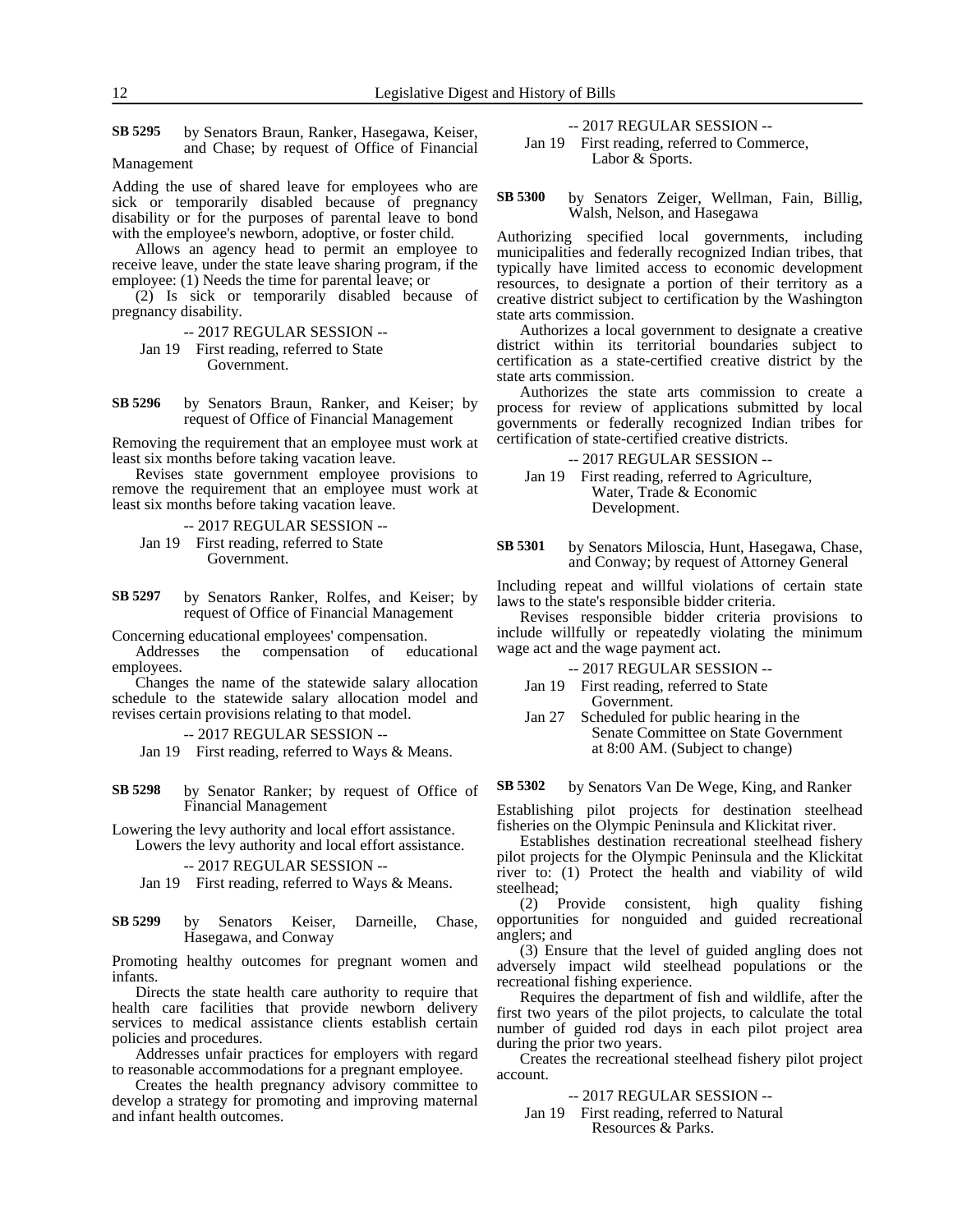**SB 5295** by Senators Braun, Ranker, Hasegawa, Keiser, and Chase; by request of Office of Financial Management

Adding the use of shared leave for employees who are sick or temporarily disabled because of pregnancy disability or for the purposes of parental leave to bond with the employee's newborn, adoptive, or foster child.

Allows an agency head to permit an employee to receive leave, under the state leave sharing program, if the employee: (1) Needs the time for parental leave; or

(2) Is sick or temporarily disabled because of pregnancy disability.

-- 2017 REGULAR SESSION --

Jan 19 First reading, referred to State Government.

**SB 5296** by Senators Braun, Ranker, and Keiser; by request of Office of Financial Management

Removing the requirement that an employee must work at least six months before taking vacation leave.

Revises state government employee provisions to remove the requirement that an employee must work at least six months before taking vacation leave.

-- 2017 REGULAR SESSION --

Jan 19 First reading, referred to State Government.

**SB 5297** by Senators Ranker, Rolfes, and Keiser; by request of Office of Financial Management

Concerning educational employees' compensation.

Addresses the compensation of educational employees.

Changes the name of the statewide salary allocation schedule to the statewide salary allocation model and revises certain provisions relating to that model.

-- 2017 REGULAR SESSION --

Jan 19 First reading, referred to Ways & Means.

**SB 5298** by Senator Ranker; by request of Office of Financial Management

Lowering the levy authority and local effort assistance.

Lowers the levy authority and local effort assistance.

-- 2017 REGULAR SESSION --

Jan 19 First reading, referred to Ways & Means.

**SB 5299** by Senators Keiser, Darneille, Chase, Hasegawa, and Conway

Promoting healthy outcomes for pregnant women and infants.

Directs the state health care authority to require that health care facilities that provide newborn delivery services to medical assistance clients establish certain policies and procedures.

Addresses unfair practices for employers with regard to reasonable accommodations for a pregnant employee.

Creates the health pregnancy advisory committee to develop a strategy for promoting and improving maternal and infant health outcomes.

-- 2017 REGULAR SESSION --

Jan 19 First reading, referred to Commerce, Labor & Sports.

**SB 5300** by Senators Zeiger, Wellman, Fain, Billig, Walsh, Nelson, and Hasegawa

Authorizing specified local governments, including municipalities and federally recognized Indian tribes, that typically have limited access to economic development resources, to designate a portion of their territory as a creative district subject to certification by the Washington state arts commission.

Authorizes a local government to designate a creative district within its territorial boundaries subject to certification as a state-certified creative district by the state arts commission.

Authorizes the state arts commission to create a process for review of applications submitted by local governments or federally recognized Indian tribes for certification of state-certified creative districts.

-- 2017 REGULAR SESSION --

Jan 19 First reading, referred to Agriculture, Water, Trade & Economic Development.

**SB 5301** by Senators Miloscia, Hunt, Hasegawa, Chase, and Conway; by request of Attorney General

Including repeat and willful violations of certain state laws to the state's responsible bidder criteria.

Revises responsible bidder criteria provisions to include willfully or repeatedly violating the minimum wage act and the wage payment act.

-- 2017 REGULAR SESSION --

Jan 19 First reading, referred to State Government.

Jan 27 Scheduled for public hearing in the Senate Committee on State Government at 8:00 AM. (Subject to change)

**SB 5302** by Senators Van De Wege, King, and Ranker

Establishing pilot projects for destination steelhead fisheries on the Olympic Peninsula and Klickitat river.

Establishes destination recreational steelhead fishery pilot projects for the Olympic Peninsula and the Klickitat river to: (1) Protect the health and viability of wild steelhead;

(2) Provide consistent, high quality fishing opportunities for nonguided and guided recreational anglers; and

(3) Ensure that the level of guided angling does not adversely impact wild steelhead populations or the recreational fishing experience.

Requires the department of fish and wildlife, after the first two years of the pilot projects, to calculate the total number of guided rod days in each pilot project area during the prior two years.

Creates the recreational steelhead fishery pilot project account.

-- 2017 REGULAR SESSION --

Jan 19 First reading, referred to Natural Resources & Parks.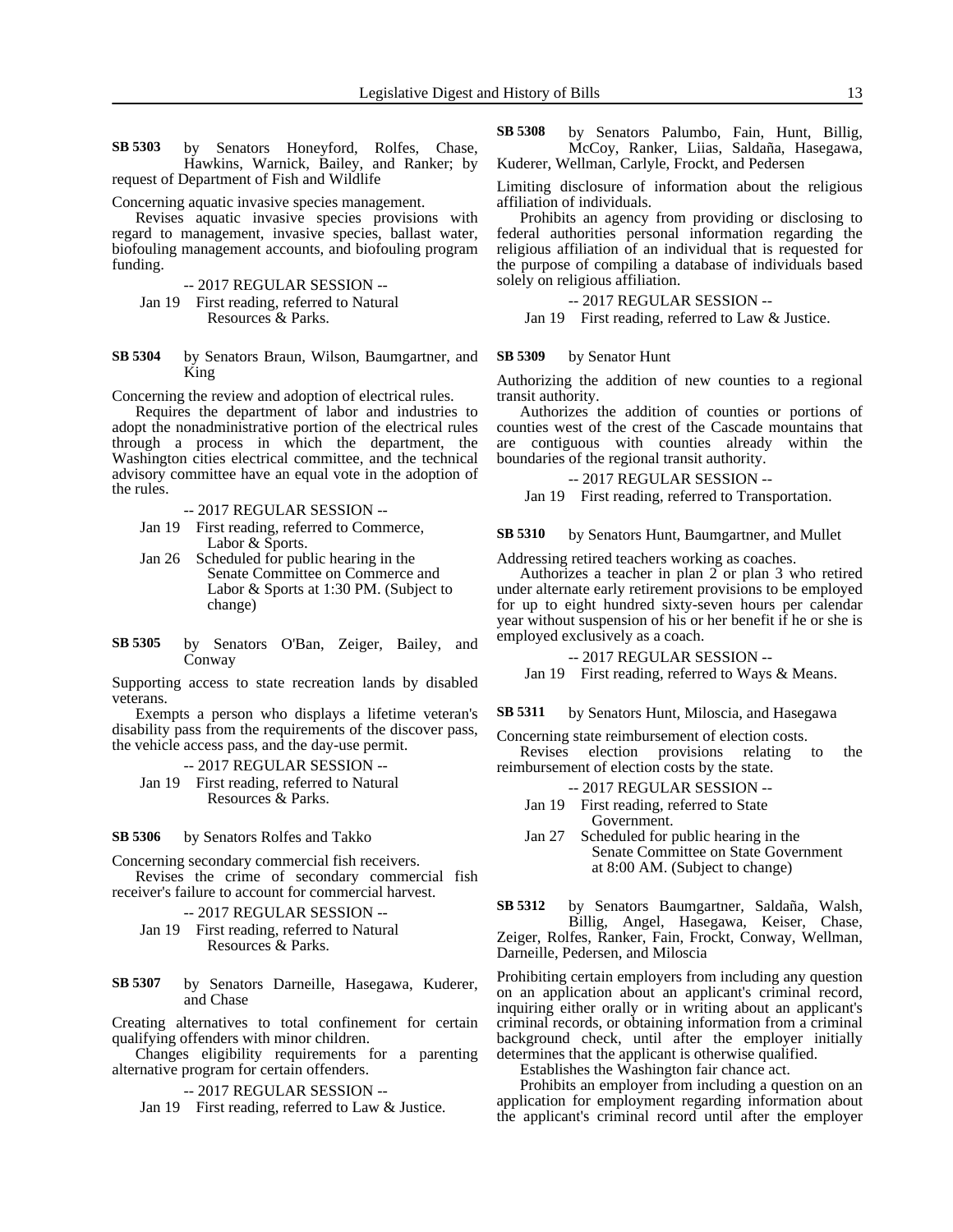**SB 5303** by Senators Honeyford, Rolfes, Chase, Hawkins, Warnick, Bailey, and Ranker; by request of Department of Fish and Wildlife

Concerning aquatic invasive species management.

Revises aquatic invasive species provisions with regard to management, invasive species, ballast water, biofouling management accounts, and biofouling program funding.

-- 2017 REGULAR SESSION --

Jan 19 First reading, referred to Natural Resources & Parks.

**SB 5304** by Senators Braun, Wilson, Baumgartner, and King

Concerning the review and adoption of electrical rules.

Requires the department of labor and industries to adopt the nonadministrative portion of the electrical rules through a process in which the department, the Washington cities electrical committee, and the technical advisory committee have an equal vote in the adoption of the rules.

-- 2017 REGULAR SESSION --

Jan 19 First reading, referred to Commerce, Labor & Sports.

Jan 26 Scheduled for public hearing in the Senate Committee on Commerce and Labor & Sports at 1:30 PM. (Subject to change)

**SB 5305** by Senators O'Ban, Zeiger, Bailey, and Conway

Supporting access to state recreation lands by disabled veterans.

Exempts a person who displays a lifetime veteran's disability pass from the requirements of the discover pass, the vehicle access pass, and the day-use permit.

-- 2017 REGULAR SESSION --

Jan 19 First reading, referred to Natural Resources & Parks.

**SB 5306** by Senators Rolfes and Takko

Concerning secondary commercial fish receivers.

Revises the crime of secondary commercial fish receiver's failure to account for commercial harvest.

-- 2017 REGULAR SESSION --

Jan 19 First reading, referred to Natural Resources & Parks.

**SB 5307** by Senators Darneille, Hasegawa, Kuderer, and Chase

Creating alternatives to total confinement for certain qualifying offenders with minor children.

Changes eligibility requirements for a parenting alternative program for certain offenders.

-- 2017 REGULAR SESSION --

Jan 19 First reading, referred to Law & Justice.

**SB 5308** by Senators Palumbo, Fain, Hunt, Billig, McCoy, Ranker, Liias, Saldaña, Hasegawa, Kuderer, Wellman, Carlyle, Frockt, and Pedersen

Limiting disclosure of information about the religious affiliation of individuals.

Prohibits an agency from providing or disclosing to federal authorities personal information regarding the religious affiliation of an individual that is requested for the purpose of compiling a database of individuals based solely on religious affiliation.

-- 2017 REGULAR SESSION --

Jan 19 First reading, referred to Law & Justice.

**SB 5309** by Senator Hunt

Authorizing the addition of new counties to a regional transit authority.

Authorizes the addition of counties or portions of counties west of the crest of the Cascade mountains that are contiguous with counties already within the boundaries of the regional transit authority.

-- 2017 REGULAR SESSION --

Jan 19 First reading, referred to Transportation.

**SB 5310** by Senators Hunt, Baumgartner, and Mullet

Addressing retired teachers working as coaches.

Authorizes a teacher in plan 2 or plan 3 who retired under alternate early retirement provisions to be employed for up to eight hundred sixty-seven hours per calendar year without suspension of his or her benefit if he or she is employed exclusively as a coach.

-- 2017 REGULAR SESSION --

Jan 19 First reading, referred to Ways & Means.

**SB 5311** by Senators Hunt, Miloscia, and Hasegawa

Concerning state reimbursement of election costs.

Revises election provisions relating to the reimbursement of election costs by the state.

-- 2017 REGULAR SESSION --

Jan 19 First reading, referred to State Government.

Jan 27 Scheduled for public hearing in the Senate Committee on State Government at 8:00 AM. (Subject to change)

**SB 5312** by Senators Baumgartner, Saldaña, Walsh, Billig, Angel, Hasegawa, Keiser, Chase, Zeiger, Rolfes, Ranker, Fain, Frockt, Conway, Wellman, Darneille, Pedersen, and Miloscia

Prohibiting certain employers from including any question on an application about an applicant's criminal record, inquiring either orally or in writing about an applicant's criminal records, or obtaining information from a criminal background check, until after the employer initially determines that the applicant is otherwise qualified.

Establishes the Washington fair chance act.

Prohibits an employer from including a question on an application for employment regarding information about the applicant's criminal record until after the employer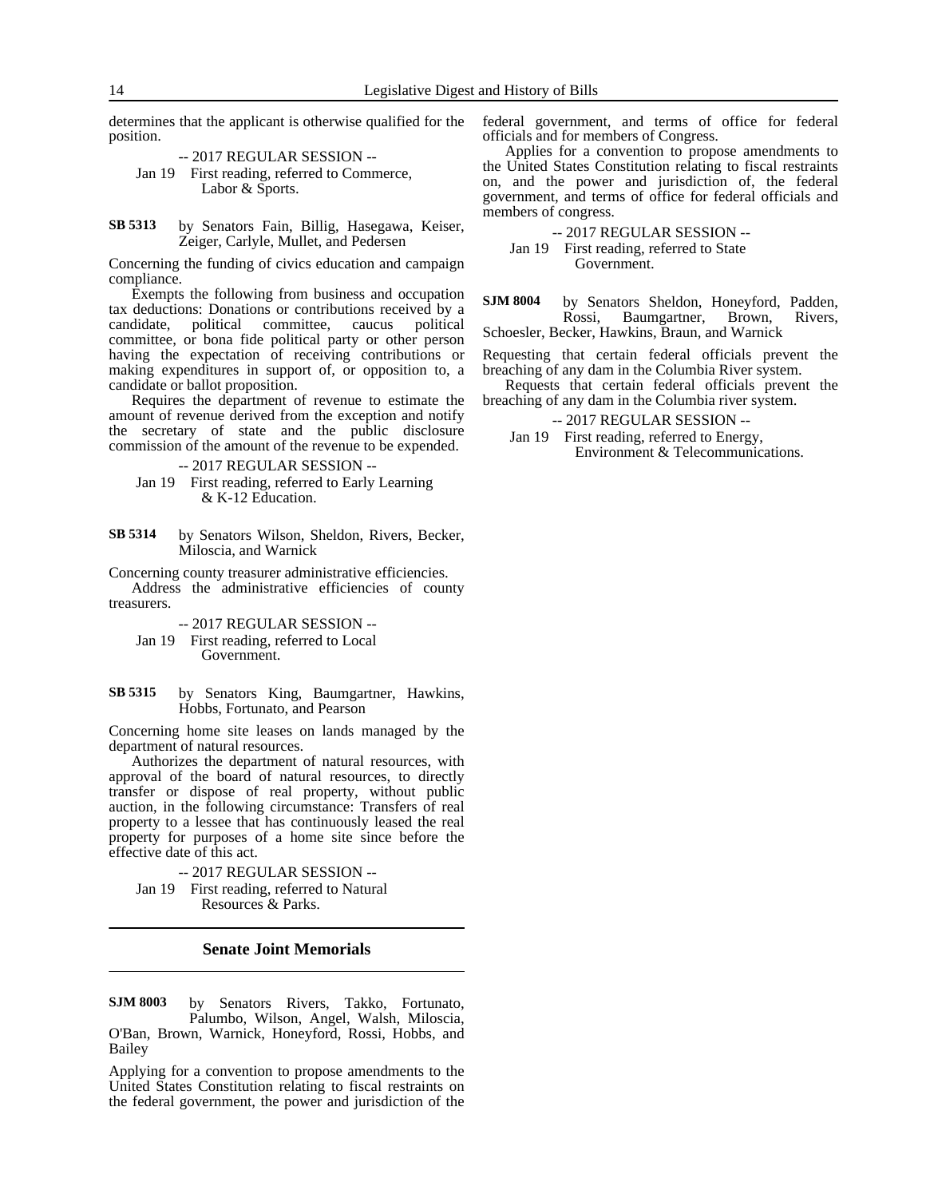determines that the applicant is otherwise qualified for the position.

-- 2017 REGULAR SESSION --

Jan 19 First reading, referred to Commerce, Labor & Sports.

**SB 5313** by Senators Fain, Billig, Hasegawa, Keiser, Zeiger, Carlyle, Mullet, and Pedersen

Concerning the funding of civics education and campaign compliance.

Exempts the following from business and occupation tax deductions: Donations or contributions received by a candidate, political committee, caucus political committee, or bona fide political party or other person having the expectation of receiving contributions or making expenditures in support of, or opposition to, a candidate or ballot proposition.

Requires the department of revenue to estimate the amount of revenue derived from the exception and notify the secretary of state and the public disclosure commission of the amount of the revenue to be expended.

-- 2017 REGULAR SESSION --

Jan 19 First reading, referred to Early Learning & K-12 Education.

**SB 5314** by Senators Wilson, Sheldon, Rivers, Becker, Miloscia, and Warnick

Concerning county treasurer administrative efficiencies.

Address the administrative efficiencies of county treasurers.

-- 2017 REGULAR SESSION --

Jan 19 First reading, referred to Local Government.

**SB 5315** by Senators King, Baumgartner, Hawkins, Hobbs, Fortunato, and Pearson

Concerning home site leases on lands managed by the department of natural resources.

Authorizes the department of natural resources, with approval of the board of natural resources, to directly transfer or dispose of real property, without public auction, in the following circumstance: Transfers of real property to a lessee that has continuously leased the real property for purposes of a home site since before the effective date of this act.

-- 2017 REGULAR SESSION --

Jan 19 First reading, referred to Natural Resources & Parks.

## Senate Joint Memorials

**SJM 8003** by Senators Rivers, Takko, Fortunato, Palumbo, Wilson, Angel, Walsh, Miloscia, O'Ban, Brown, Warnick, Honeyford, Rossi, Hobbs, and Bailey

Applying for a convention to propose amendments to the United States Constitution relating to fiscal restraints on the federal government, the power and jurisdiction of the federal government, and terms of office for federal officials and for members of Congress.

Applies for a convention to propose amendments to the United States Constitution relating to fiscal restraints on, and the power and jurisdiction of, the federal government, and terms of office for federal officials and members of congress.

-- 2017 REGULAR SESSION --

Jan 19 First reading, referred to State Government.

**SJM 8004** by Senators Sheldon, Honeyford, Padden, Rossi, Baumgartner, Brown, Rivers, Schoesler, Becker, Hawkins, Braun, and Warnick

Requesting that certain federal officials prevent the breaching of any dam in the Columbia River system.

Requests that certain federal officials prevent the breaching of any dam in the Columbia river system.

-- 2017 REGULAR SESSION --

Jan 19 First reading, referred to Energy, Environment & Telecommunications.